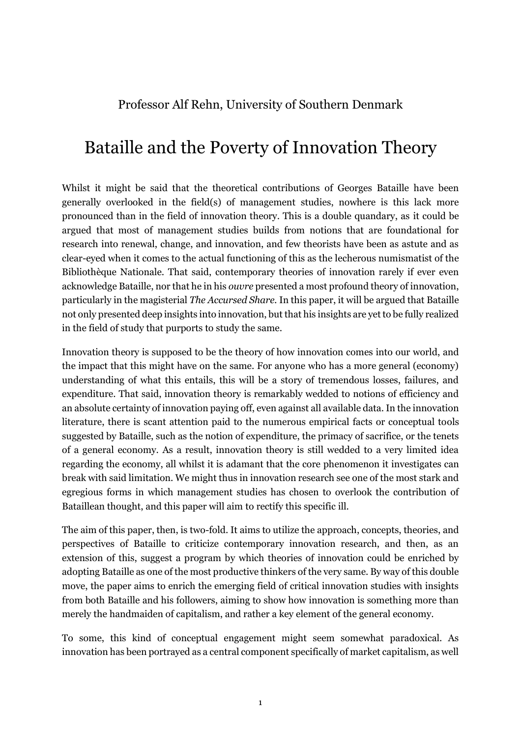Professor Alf Rehn, University of Southern Denmark

# Bataille and the Poverty of Innovation Theory

Whilst it might be said that the theoretical contributions of Georges Bataille have been generally overlooked in the field(s) of management studies, nowhere is this lack more pronounced than in the field of innovation theory. This is a double quandary, as it could be argued that most of management studies builds from notions that are foundational for research into renewal, change, and innovation, and few theorists have been as astute and as clear-eyed when it comes to the actual functioning of this as the lecherous numismatist of the Bibliothèque Nationale. That said, contemporary theories of innovation rarely if ever even acknowledge Bataille, nor that he in his *ouvre* presented a most profound theory of innovation, particularly in the magisterial *The Accursed Share*. In this paper, it will be argued that Bataille not only presented deep insights into innovation, but that his insights are yet to be fully realized in the field of study that purports to study the same.

Innovation theory is supposed to be the theory of how innovation comes into our world, and the impact that this might have on the same. For anyone who has a more general (economy) understanding of what this entails, this will be a story of tremendous losses, failures, and expenditure. That said, innovation theory is remarkably wedded to notions of efficiency and an absolute certainty of innovation paying off, even against all available data. In the innovation literature, there is scant attention paid to the numerous empirical facts or conceptual tools suggested by Bataille, such as the notion of expenditure, the primacy of sacrifice, or the tenets of a general economy. As a result, innovation theory is still wedded to a very limited idea regarding the economy, all whilst it is adamant that the core phenomenon it investigates can break with said limitation. We might thus in innovation research see one of the most stark and egregious forms in which management studies has chosen to overlook the contribution of Bataillean thought, and this paper will aim to rectify this specific ill.

The aim of this paper, then, is two-fold. It aims to utilize the approach, concepts, theories, and perspectives of Bataille to criticize contemporary innovation research, and then, as an extension of this, suggest a program by which theories of innovation could be enriched by adopting Bataille as one of the most productive thinkers of the very same. By way of this double move, the paper aims to enrich the emerging field of critical innovation studies with insights from both Bataille and his followers, aiming to show how innovation is something more than merely the handmaiden of capitalism, and rather a key element of the general economy.

To some, this kind of conceptual engagement might seem somewhat paradoxical. As innovation has been portrayed as a central component specifically of market capitalism, as well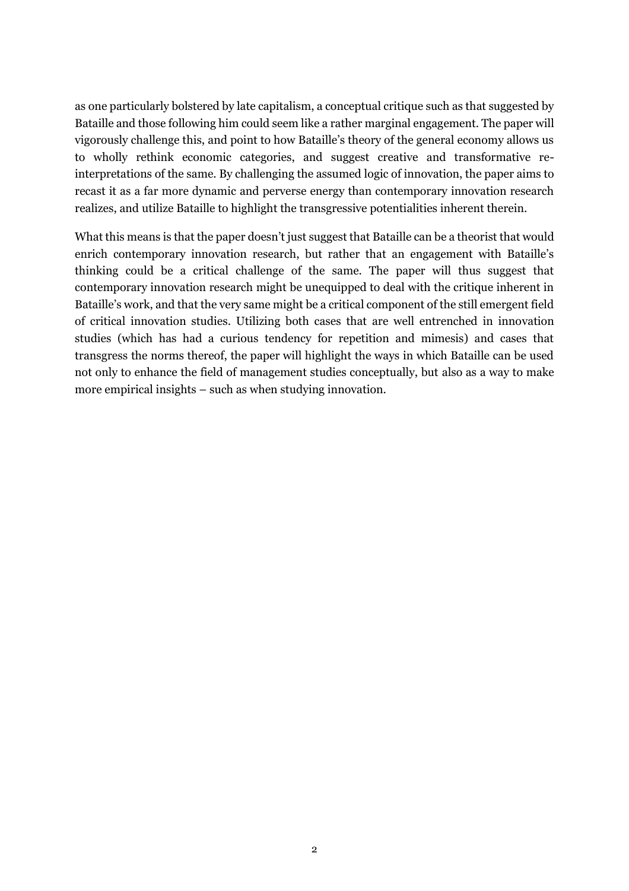as one particularly bolstered by late capitalism, a conceptual critique such as that suggested by Bataille and those following him could seem like a rather marginal engagement. The paper will vigorously challenge this, and point to how Bataille's theory of the general economy allows us to wholly rethink economic categories, and suggest creative and transformative re-interpretations of the same. By challenging the assumed logic of innovation, the paper aims to recast it as a far more dynamic and perverse energy than contemporary innovation research realizes, and utilize Bataille to highlight the transgressive potentialities inherent therein.

What this means is that the paper doesn't just suggest that Bataille can be a theorist that would enrich contemporary innovation research, but rather that an engagement with Bataille's thinking could be a critical challenge of the same. The paper will thus suggest that contemporary innovation research might be unequipped to deal with the critique inherent in Bataille's work, and that the very same might be a critical component of the still emergent field of critical innovation studies. Utilizing both cases that are well entrenched in innovation studies (which has had a curious tendency for repetition and mimesis) and cases that transgress the norms thereof, the paper will highlight the ways in which Bataille can be used not only to enhance the field of management studies conceptually, but also as a way to make more empirical insights – such as when studying innovation.